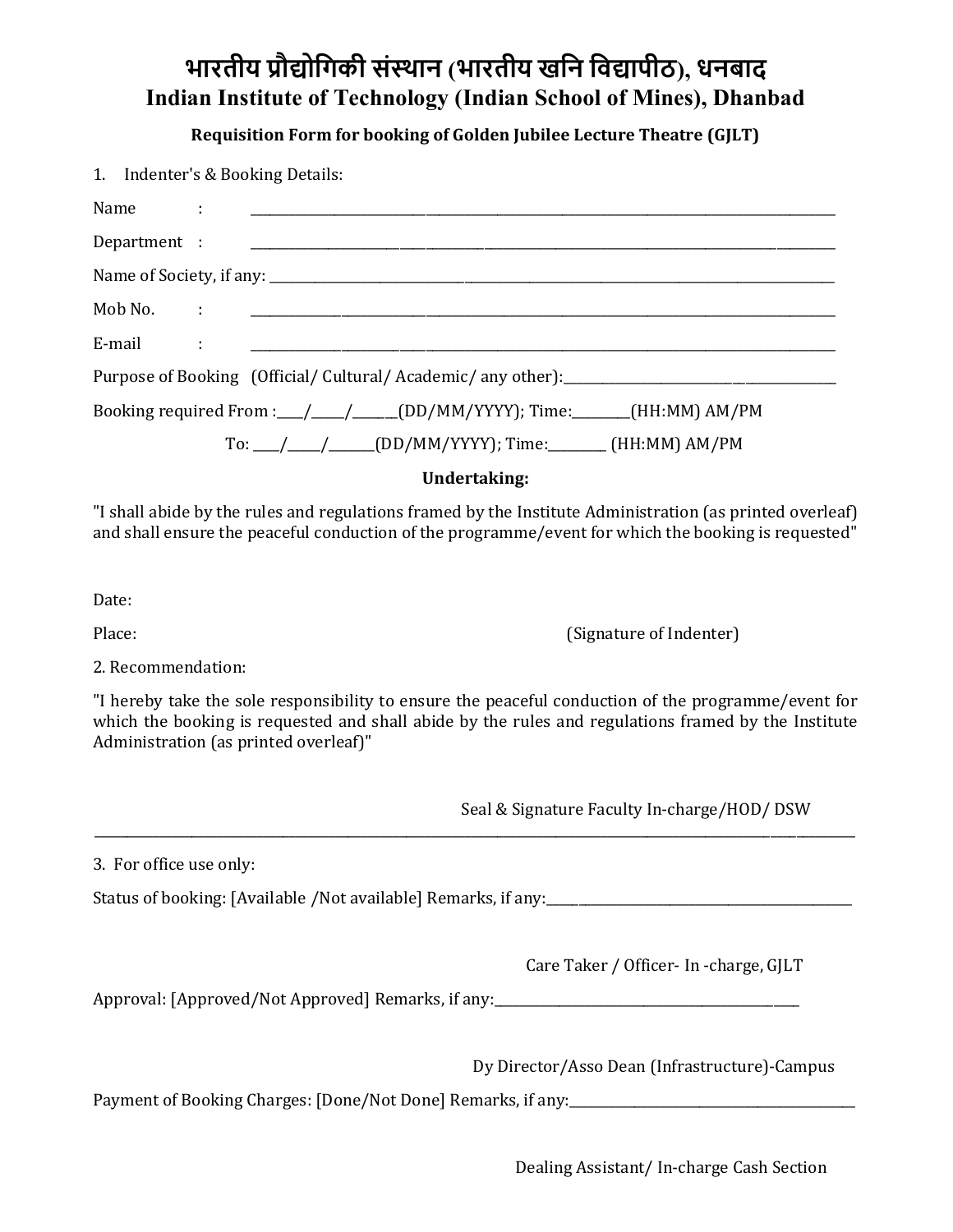# भारतीय प्रौद्योगिकी संस्थान (भारतीय खनि विद्यापीठ), धनबाद

# Indian Institute of Technology (Indian School of Mines), Dhanbad

## Requisition Form for booking of Golden Jubilee Lecture Theatre (GJLT)

1. Indenter's & Booking Details:

Name : ____________________________________________

Department : ____________________________________________

Name of Society, if any: ____________________________________________

Mob No. : ____________________________________________

E-mail : ____________________________________________

Purpose of Booking (Official/ Cultural/ Academic/ any other):____________________

Booking required From :____/_____/______(DD/MM/YYYY); Time:________(HH:MM) AM/PM

To: ____/_____/______(DD/MM/YYYY); Time:________ (HH:MM) AM/PM

**Undertaking:**

"I shall abide by the rules and regulations framed by the Institute Administration (as printed overleaf) and shall ensure the peaceful conduction of the programme/event for which the booking is requested"

Date:

Place: (Signature of Indenter)

2. Recommendation:

"I hereby take the sole responsibility to ensure the peaceful conduction of the programme/event for which the booking is requested and shall abide by the rules and regulations framed by the Institute Administration (as printed overleaf)"

Seal & Signature Faculty In-charge/HOD/ DSW

---

3. For office use only:

Status of booking: [Available /Not available] Remarks, if any:____________________

Care Taker / Officer- In -charge, GJLT

Approval: [Approved/Not Approved] Remarks, if any:____________________

Dy Director/Asso Dean (Infrastructure)-Campus

Payment of Booking Charges: [Done/Not Done] Remarks, if any:____________________

Dealing Assistant/ In-charge Cash Section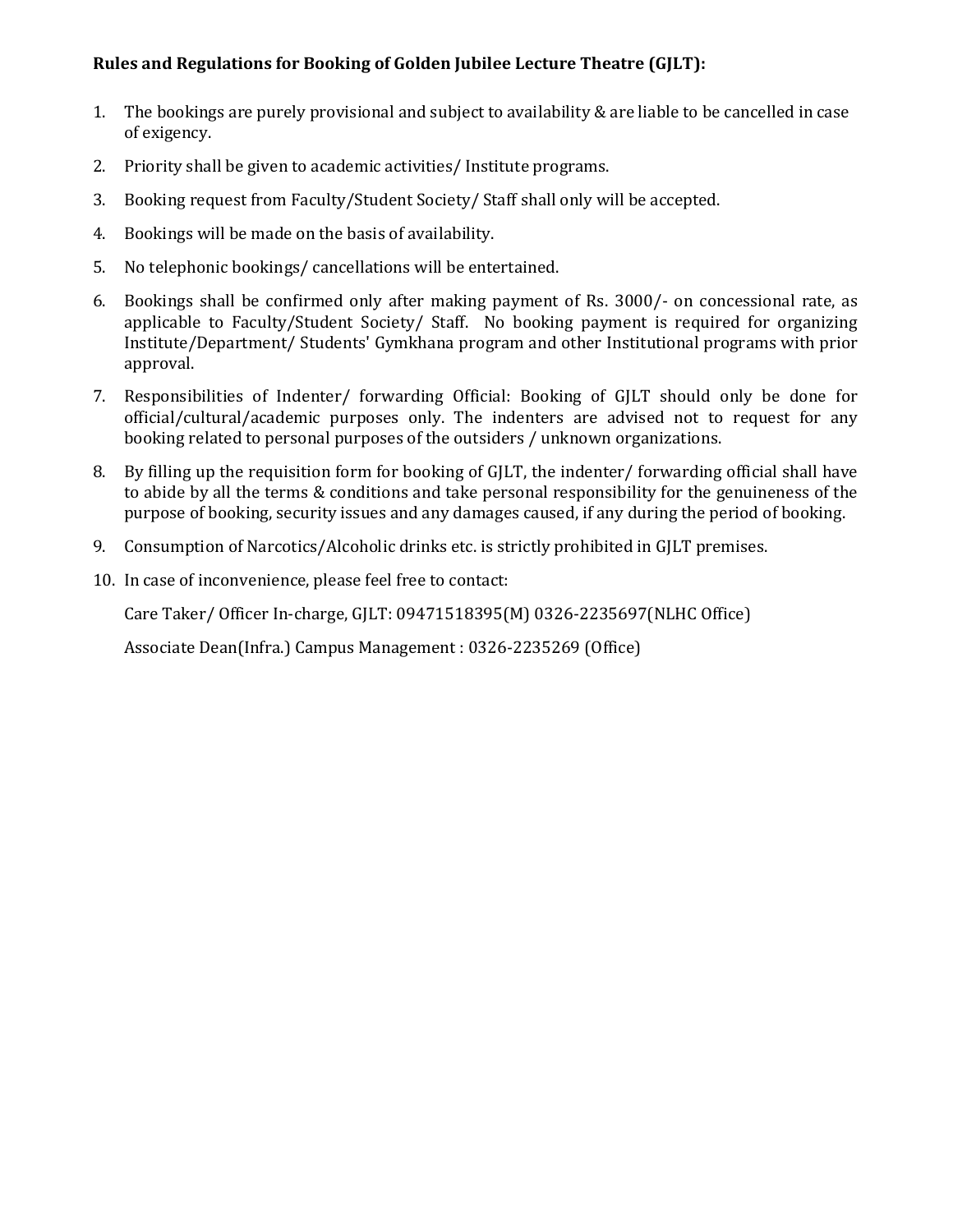**Rules and Regulations for Booking of Golden Jubilee Lecture Theatre (GJLT):**

1. The bookings are purely provisional and subject to availability & are liable to be cancelled in case of exigency.
2. Priority shall be given to academic activities/ Institute programs.
3. Booking request from Faculty/Student Society/ Staff shall only will be accepted.
4. Bookings will be made on the basis of availability.
5. No telephonic bookings/ cancellations will be entertained.
6. Bookings shall be confirmed only after making payment of Rs. 3000/- on concessional rate, as applicable to Faculty/Student Society/ Staff. No booking payment is required for organizing Institute/Department/ Students' Gymkhana program and other Institutional programs with prior approval.
7. Responsibilities of Indenter/ forwarding Official: Booking of GJLT should only be done for official/cultural/academic purposes only. The indenters are advised not to request for any booking related to personal purposes of the outsiders / unknown organizations.
8. By filling up the requisition form for booking of GJLT, the indenter/ forwarding official shall have to abide by all the terms & conditions and take personal responsibility for the genuineness of the purpose of booking, security issues and any damages caused, if any during the period of booking.
9. Consumption of Narcotics/Alcoholic drinks etc. is strictly prohibited in GJLT premises.
10. In case of inconvenience, please feel free to contact:

    Care Taker/ Officer In-charge, GJLT: 09471518395(M) 0326-2235697(NLHC Office)

    Associate Dean(Infra.) Campus Management : 0326-2235269 (Office)